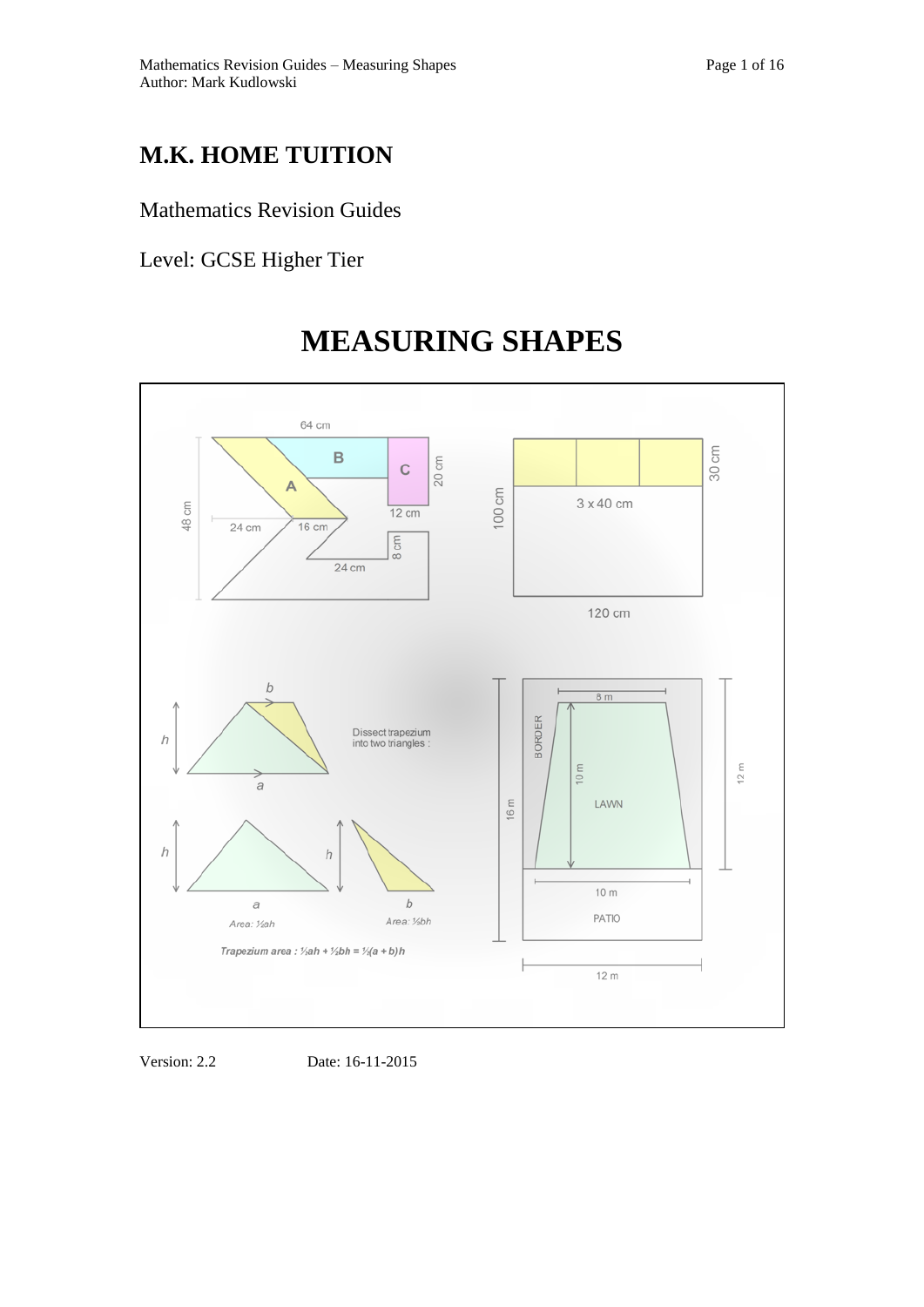# M.K. HOME TUITION

Mathematics Revision Guides

Level: GCSE Higher Tier

# MEASURING SHAPES

Version: 2.2 Date: 16-11-2015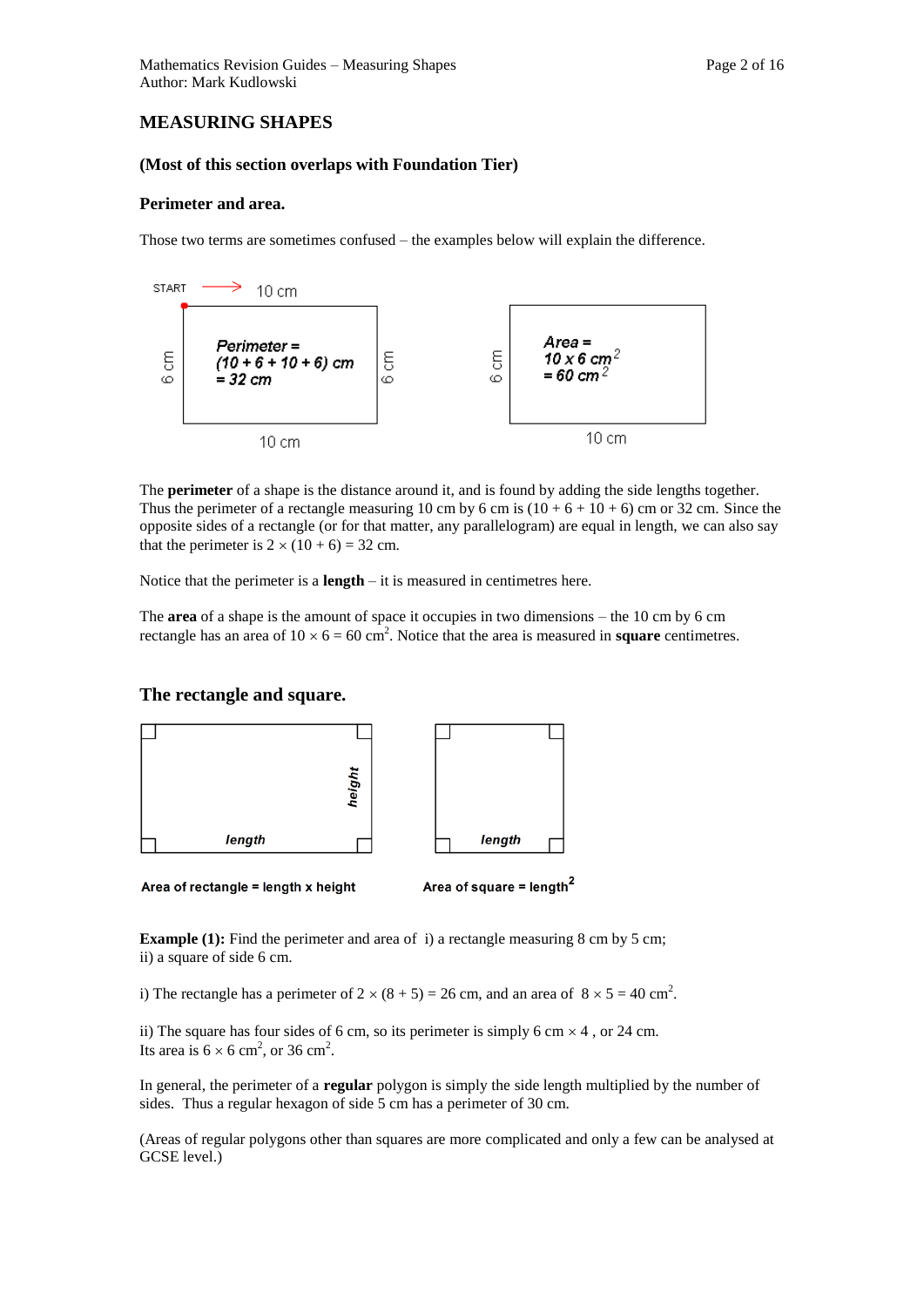# MEASURING SHAPES

**(Most of this section overlaps with Foundation Tier)**

### Perimeter and area.

Those two terms are sometimes confused – the examples below will explain the difference.

The **perimeter** of a shape is the distance around it, and is found by adding the side lengths together. Thus the perimeter of a rectangle measuring 10 cm by 6 cm is $(10 + 6 + 10 + 6)$ cm or 32 cm. Since the opposite sides of a rectangle (or for that matter, any parallelogram) are equal in length, we can also say that the perimeter is $2 \times (10 + 6) = 32$ cm.

Notice that the perimeter is a **length** – it is measured in centimetres here.

The **area** of a shape is the amount of space it occupies in two dimensions – the 10 cm by 6 cm rectangle has an area of $10 \times 6 = 60$ cm$^2$. Notice that the area is measured in **square** centimetres.

## The rectangle and square.

Area of rectangle = length x height

Area of square = length$^2$

**Example (1):** Find the perimeter and area of i) a rectangle measuring 8 cm by 5 cm; ii) a square of side 6 cm.

i) The rectangle has a perimeter of $2 \times (8 + 5) = 26$ cm, and an area of $8 \times 5 = 40$ cm$^2$.

ii) The square has four sides of 6 cm, so its perimeter is simply 6 cm $\times$ 4 , or 24 cm.
Its area is $6 \times 6$ cm$^2$, or 36 cm$^2$.

In general, the perimeter of a **regular** polygon is simply the side length multiplied by the number of sides. Thus a regular hexagon of side 5 cm has a perimeter of 30 cm.

(Areas of regular polygons other than squares are more complicated and only a few can be analysed at GCSE level.)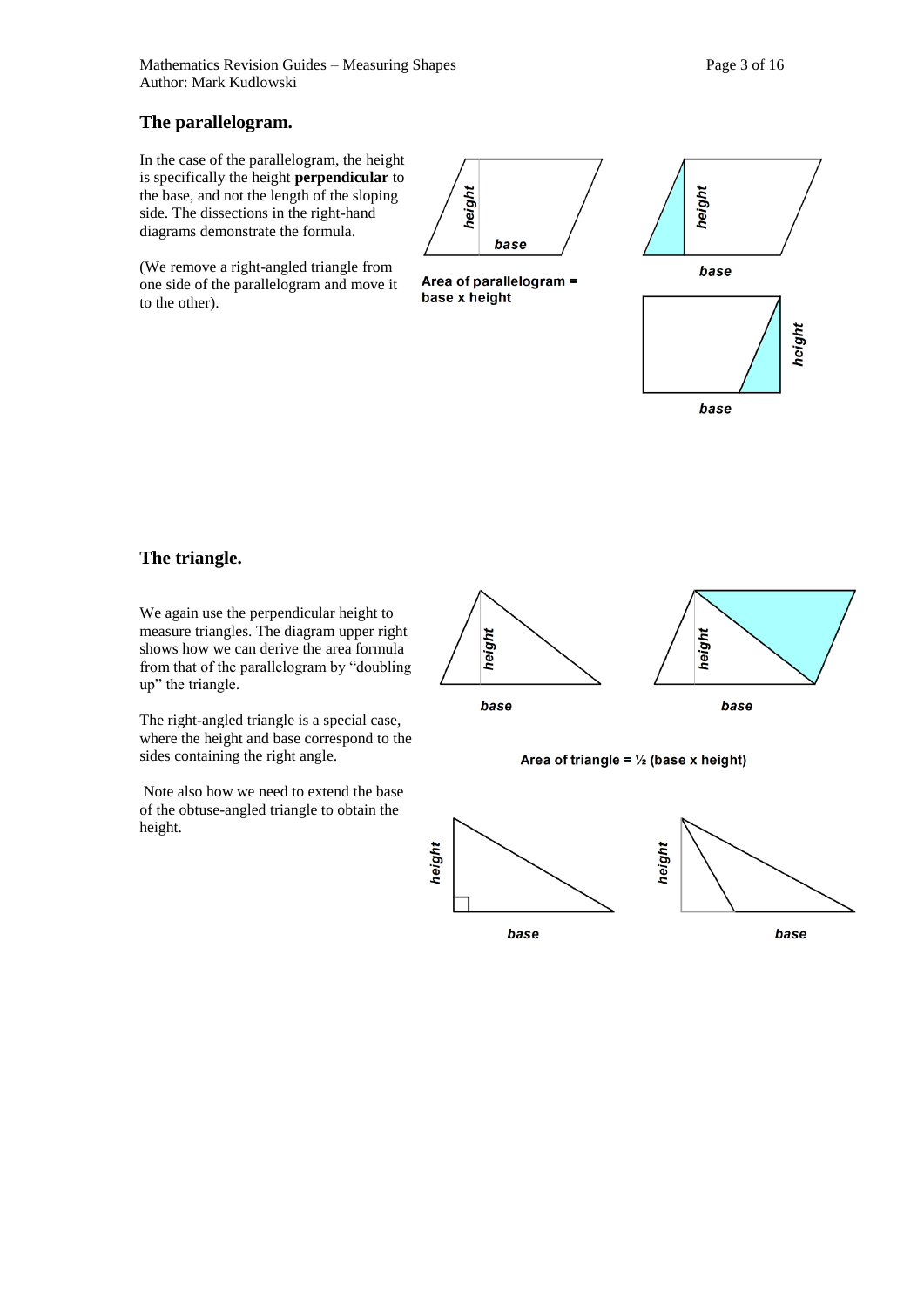## The parallelogram.

In the case of the parallelogram, the height is specifically the height **perpendicular** to the base, and not the length of the sloping side. The dissections in the right-hand diagrams demonstrate the formula.

(We remove a right-angled triangle from one side of the parallelogram and move it to the other).

**Area of parallelogram = base x height**

## The triangle.

We again use the perpendicular height to measure triangles. The diagram upper right shows how we can derive the area formula from that of the parallelogram by "doubling up" the triangle.

The right-angled triangle is a special case, where the height and base correspond to the sides containing the right angle.

Note also how we need to extend the base of the obtuse-angled triangle to obtain the height.

**Area of triangle = ½ (base x height)**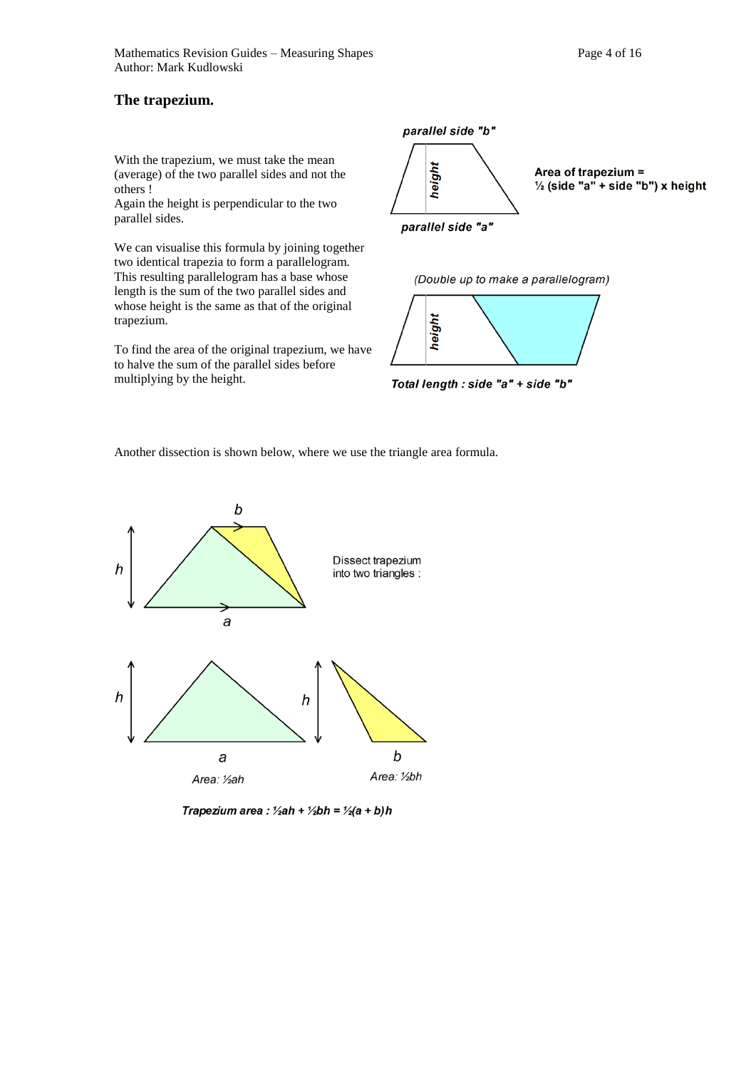## The trapezium.

With the trapezium, we must take the mean (average) of the two parallel sides and not the others !
Again the height is perpendicular to the two parallel sides.

We can visualise this formula by joining together two identical trapezia to form a parallelogram. This resulting parallelogram has a base whose length is the sum of the two parallel sides and whose height is the same as that of the original trapezium.

To find the area of the original trapezium, we have to halve the sum of the parallel sides before multiplying by the height.

parallel side "b"

height

parallel side "a"

**Area of trapezium = ½ (side "a" + side "b") x height**

*(Double up to make a parallelogram)*

height

***Total length : side "a" + side "b"***

Another dissection is shown below, where we use the triangle area formula.

$b$

$h$

$a$

Dissect trapezium into two triangles :

$h$ $h$

$a$ $b$

*Area:* $\frac{1}{2}ah$ *Area:* $\frac{1}{2}bh$

***Trapezium area :*** $\frac{1}{2}ah + \frac{1}{2}bh = \frac{1}{2}(a + b)h$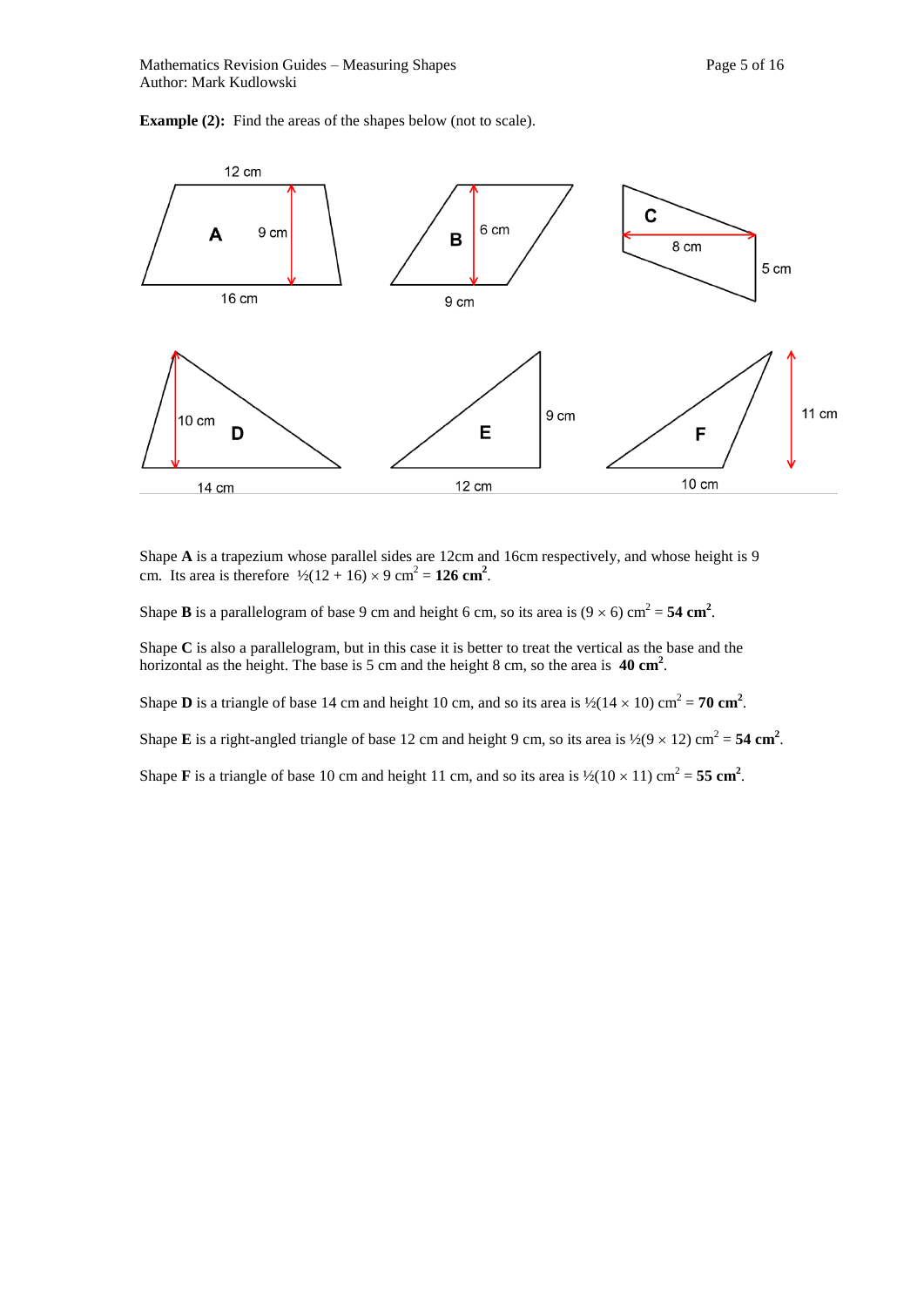**Example (2):** Find the areas of the shapes below (not to scale).

12 cm

A 9 cm

16 cm

B 6 cm

9 cm

C

8 cm

5 cm

10 cm D

14 cm

E 9 cm

12 cm

F 11 cm

10 cm

Shape **A** is a trapezium whose parallel sides are 12cm and 16cm respectively, and whose height is 9 cm. Its area is therefore $\frac{1}{2}(12 + 16) \times 9 \text{ cm}^2 = \mathbf{126 \text{ cm}^2}$.

Shape **B** is a parallelogram of base 9 cm and height 6 cm, so its area is $(9 \times 6) \text{ cm}^2 = \mathbf{54 \text{ cm}^2}$.

Shape **C** is also a parallelogram, but in this case it is better to treat the vertical as the base and the horizontal as the height. The base is 5 cm and the height 8 cm, so the area is $\mathbf{40 \text{ cm}^2}$.

Shape **D** is a triangle of base 14 cm and height 10 cm, and so its area is $\frac{1}{2}(14 \times 10) \text{ cm}^2 = \mathbf{70 \text{ cm}^2}$.

Shape **E** is a right-angled triangle of base 12 cm and height 9 cm, so its area is $\frac{1}{2}(9 \times 12) \text{ cm}^2 = \mathbf{54 \text{ cm}^2}$.

Shape **F** is a triangle of base 10 cm and height 11 cm, and so its area is $\frac{1}{2}(10 \times 11) \text{ cm}^2 = \mathbf{55 \text{ cm}^2}$.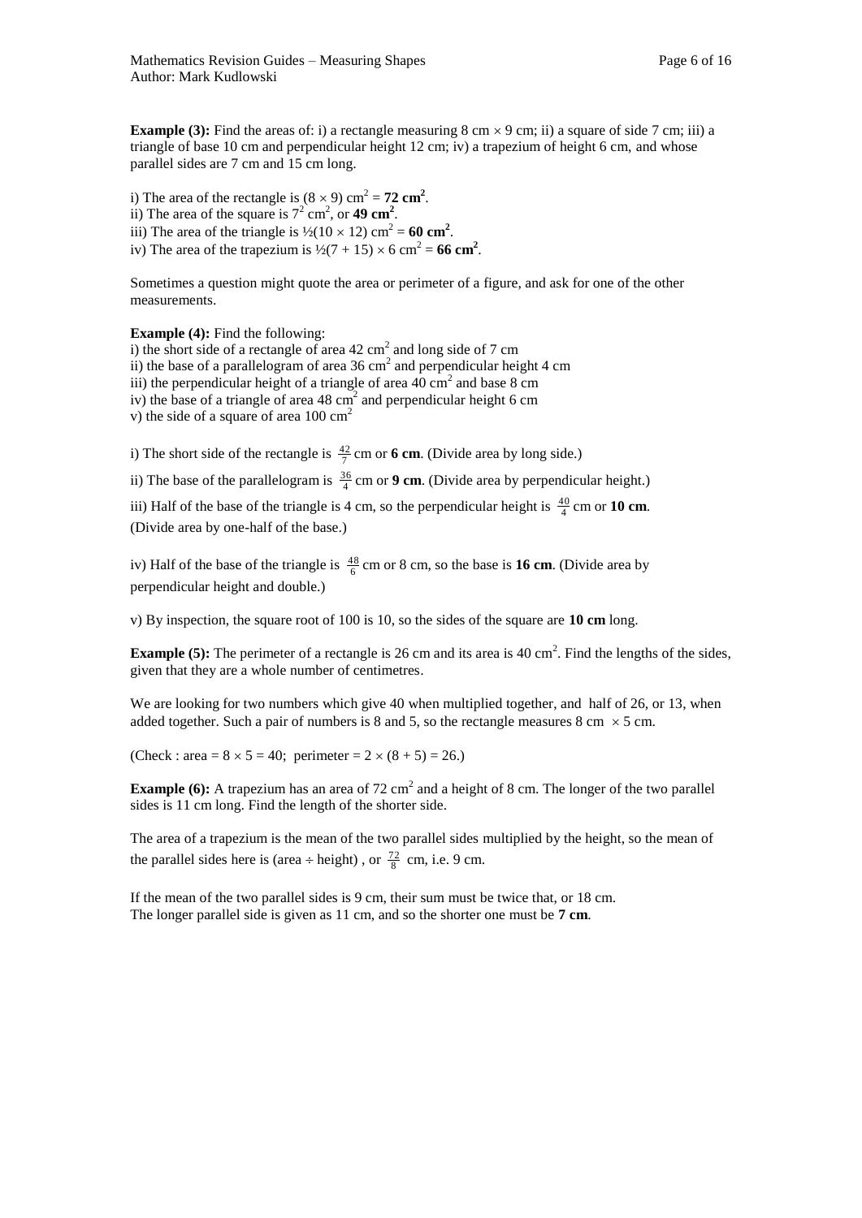**Example (3):** Find the areas of: i) a rectangle measuring 8 cm $\times$ 9 cm; ii) a square of side 7 cm; iii) a triangle of base 10 cm and perpendicular height 12 cm; iv) a trapezium of height 6 cm, and whose parallel sides are 7 cm and 15 cm long.

i) The area of the rectangle is $(8 \times 9)$ cm$^2$ = **72 cm$^2$**.
ii) The area of the square is $7^2$ cm$^2$, or **49 cm$^2$**.
iii) The area of the triangle is $\frac{1}{2}(10 \times 12)$ cm$^2$ = **60 cm$^2$**.
iv) The area of the trapezium is $\frac{1}{2}(7 + 15) \times 6$ cm$^2$ = **66 cm$^2$**.

Sometimes a question might quote the area or perimeter of a figure, and ask for one of the other measurements.

**Example (4):** Find the following:
i) the short side of a rectangle of area 42 cm$^2$ and long side of 7 cm
ii) the base of a parallelogram of area 36 cm$^2$ and perpendicular height 4 cm
iii) the perpendicular height of a triangle of area 40 cm$^2$ and base 8 cm
iv) the base of a triangle of area 48 cm$^2$ and perpendicular height 6 cm
v) the side of a square of area 100 cm$^2$

i) The short side of the rectangle is $\frac{42}{7}$ cm or **6 cm**. (Divide area by long side.)

ii) The base of the parallelogram is $\frac{36}{4}$ cm or **9 cm**. (Divide area by perpendicular height.)

iii) Half of the base of the triangle is 4 cm, so the perpendicular height is $\frac{40}{4}$ cm or **10 cm**. (Divide area by one-half of the base.)

iv) Half of the base of the triangle is $\frac{48}{6}$ cm or 8 cm, so the base is **16 cm**. (Divide area by perpendicular height and double.)

v) By inspection, the square root of 100 is 10, so the sides of the square are **10 cm** long.

**Example (5):** The perimeter of a rectangle is 26 cm and its area is 40 cm$^2$. Find the lengths of the sides, given that they are a whole number of centimetres.

We are looking for two numbers which give 40 when multiplied together, and half of 26, or 13, when added together. Such a pair of numbers is 8 and 5, so the rectangle measures 8 cm $\times$ 5 cm.

(Check : area = $8 \times 5 = 40$; perimeter = $2 \times (8 + 5) = 26$.)

**Example (6):** A trapezium has an area of 72 cm$^2$ and a height of 8 cm. The longer of the two parallel sides is 11 cm long. Find the length of the shorter side.

The area of a trapezium is the mean of the two parallel sides multiplied by the height, so the mean of the parallel sides here is (area $\div$ height) , or $\frac{72}{8}$ cm, i.e. 9 cm.

If the mean of the two parallel sides is 9 cm, their sum must be twice that, or 18 cm.
The longer parallel side is given as 11 cm, and so the shorter one must be **7 cm**.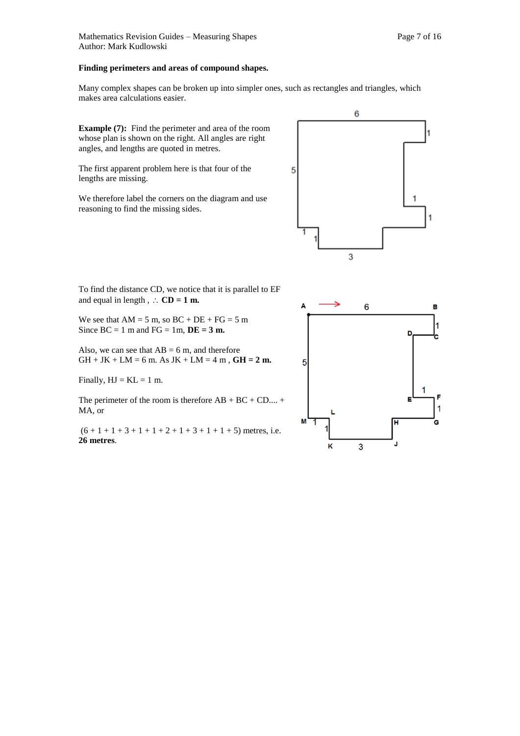**Finding perimeters and areas of compound shapes.**

Many complex shapes can be broken up into simpler ones, such as rectangles and triangles, which makes area calculations easier.

**Example (7):** Find the perimeter and area of the room whose plan is shown on the right. All angles are right angles, and lengths are quoted in metres.

The first apparent problem here is that four of the lengths are missing.

We therefore label the corners on the diagram and use reasoning to find the missing sides.

To find the distance CD, we notice that it is parallel to EF and equal in length , $\therefore$ **CD = 1 m.**

We see that AM = 5 m, so BC + DE + FG = 5 m
Since BC = 1 m and FG = 1m, **DE = 3 m.**

Also, we can see that AB = 6 m, and therefore GH + JK + LM = 6 m. As JK + LM = 4 m , **GH = 2 m.**

Finally, HJ = KL = 1 m.

The perimeter of the room is therefore AB + BC + CD.... + MA, or

(6 + 1 + 1 + 3 + 1 + 1 + 2 + 1 + 3 + 1 + 1 + 5) metres, i.e. **26 metres**.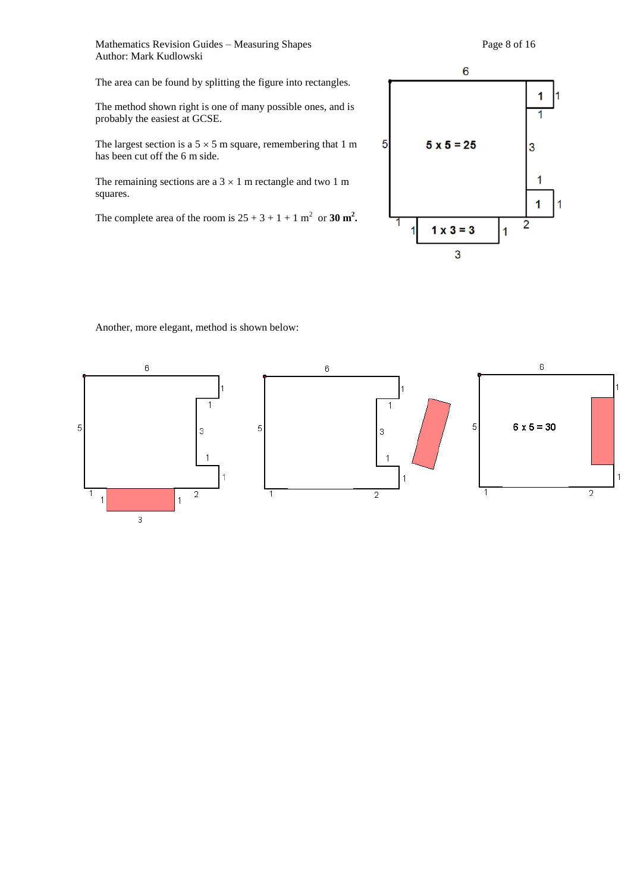The area can be found by splitting the figure into rectangles.

The method shown right is one of many possible ones, and is probably the easiest at GCSE.

The largest section is a 5 × 5 m square, remembering that 1 m has been cut off the 6 m side.

The remaining sections are a 3 × 1 m rectangle and two 1 m squares.

The complete area of the room is 25 + 3 + 1 + 1 m$^2$ or **30 m$^2$.**

Another, more elegant, method is shown below: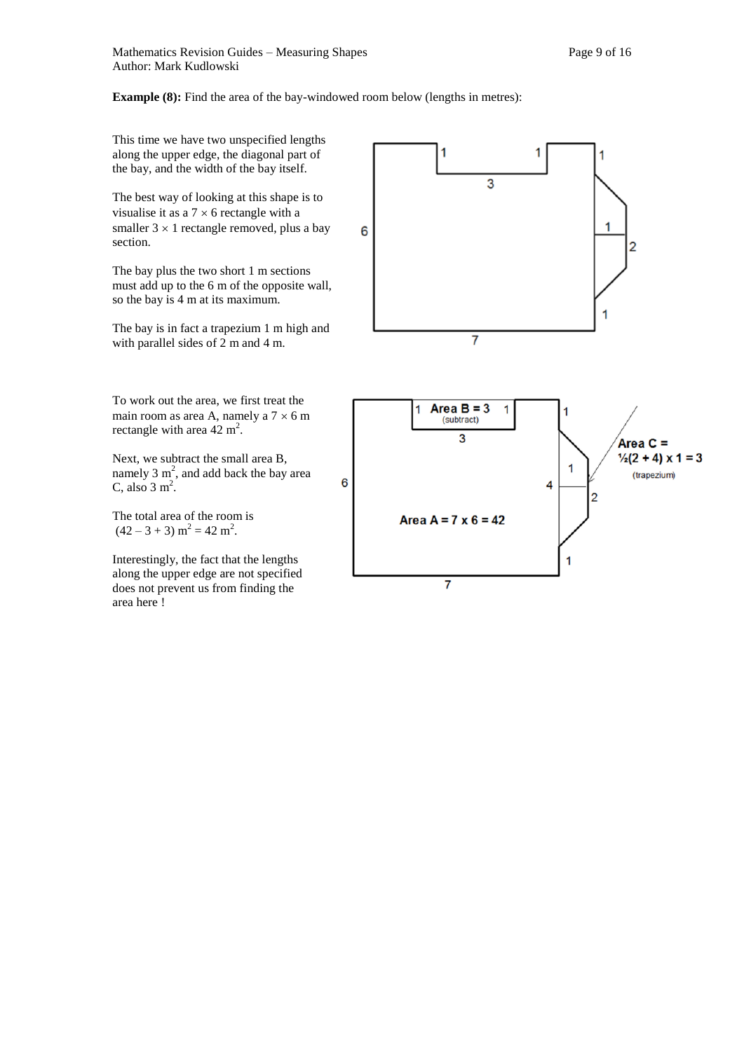**Example (8):** Find the area of the bay-windowed room below (lengths in metres):

This time we have two unspecified lengths along the upper edge, the diagonal part of the bay, and the width of the bay itself.

The best way of looking at this shape is to visualise it as a $7 \times 6$ rectangle with a smaller $3 \times 1$ rectangle removed, plus a bay section.

The bay plus the two short 1 m sections must add up to the 6 m of the opposite wall, so the bay is 4 m at its maximum.

The bay is in fact a trapezium 1 m high and with parallel sides of 2 m and 4 m.

To work out the area, we first treat the main room as area A, namely a $7 \times 6$ m rectangle with area 42 m$^2$.

Next, we subtract the small area B, namely 3 m$^2$, and add back the bay area C, also 3 m$^2$.

The total area of the room is $(42 - 3 + 3)$ m$^2$ = 42 m$^2$.

Interestingly, the fact that the lengths along the upper edge are not specified does not prevent us from finding the area here !

Area B = 3 (subtract)

Area A = $7 \times 6 = 42$

Area C = $\frac{1}{2}(2 + 4) \times 1 = 3$ (trapezium)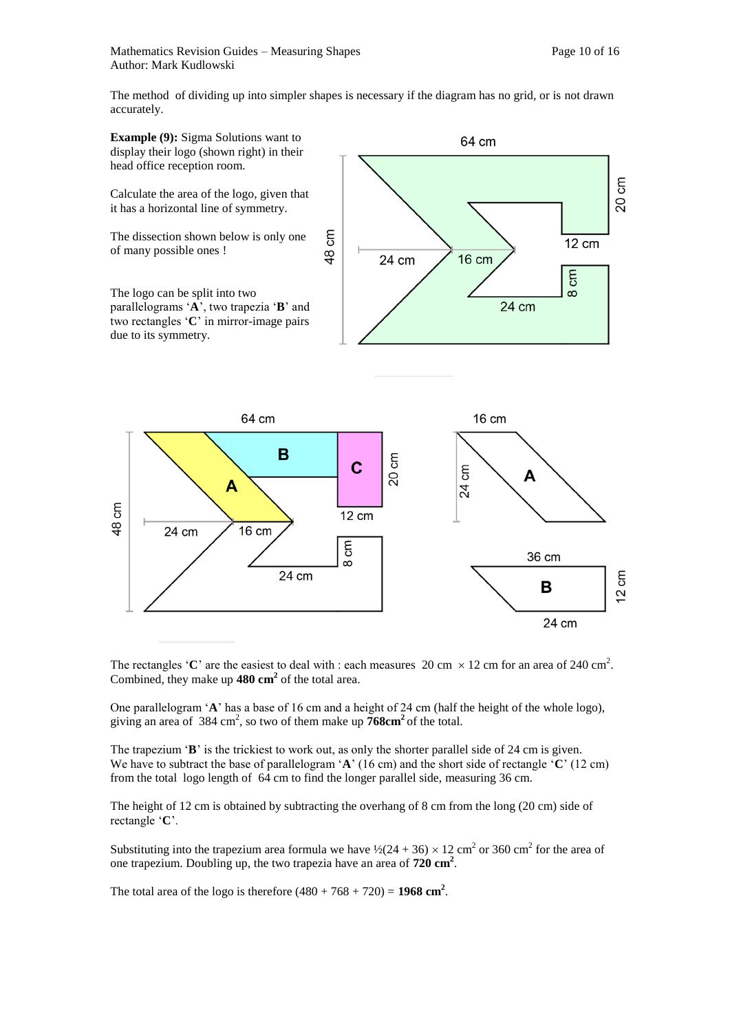The method of dividing up into simpler shapes is necessary if the diagram has no grid, or is not drawn accurately.

**Example (9):** Sigma Solutions want to display their logo (shown right) in their head office reception room.

Calculate the area of the logo, given that it has a horizontal line of symmetry.

The dissection shown below is only one of many possible ones !

The logo can be split into two parallelograms '**A**', two trapezia '**B**' and two rectangles '**C**' in mirror-image pairs due to its symmetry.

The rectangles '**C**' are the easiest to deal with : each measures 20 cm $\times$ 12 cm for an area of 240 cm$^2$. Combined, they make up **480 cm$^2$** of the total area.

One parallelogram '**A**' has a base of 16 cm and a height of 24 cm (half the height of the whole logo), giving an area of 384 cm$^2$, so two of them make up **768cm$^2$** of the total.

The trapezium '**B**' is the trickiest to work out, as only the shorter parallel side of 24 cm is given. We have to subtract the base of parallelogram '**A**' (16 cm) and the short side of rectangle '**C**' (12 cm) from the total logo length of 64 cm to find the longer parallel side, measuring 36 cm.

The height of 12 cm is obtained by subtracting the overhang of 8 cm from the long (20 cm) side of rectangle '**C**'.

Substituting into the trapezium area formula we have $\frac{1}{2}(24 + 36) \times 12$ cm$^2$ or 360 cm$^2$ for the area of one trapezium. Doubling up, the two trapezia have an area of **720 cm$^2$**.

The total area of the logo is therefore $(480 + 768 + 720) =$ **1968 cm$^2$**.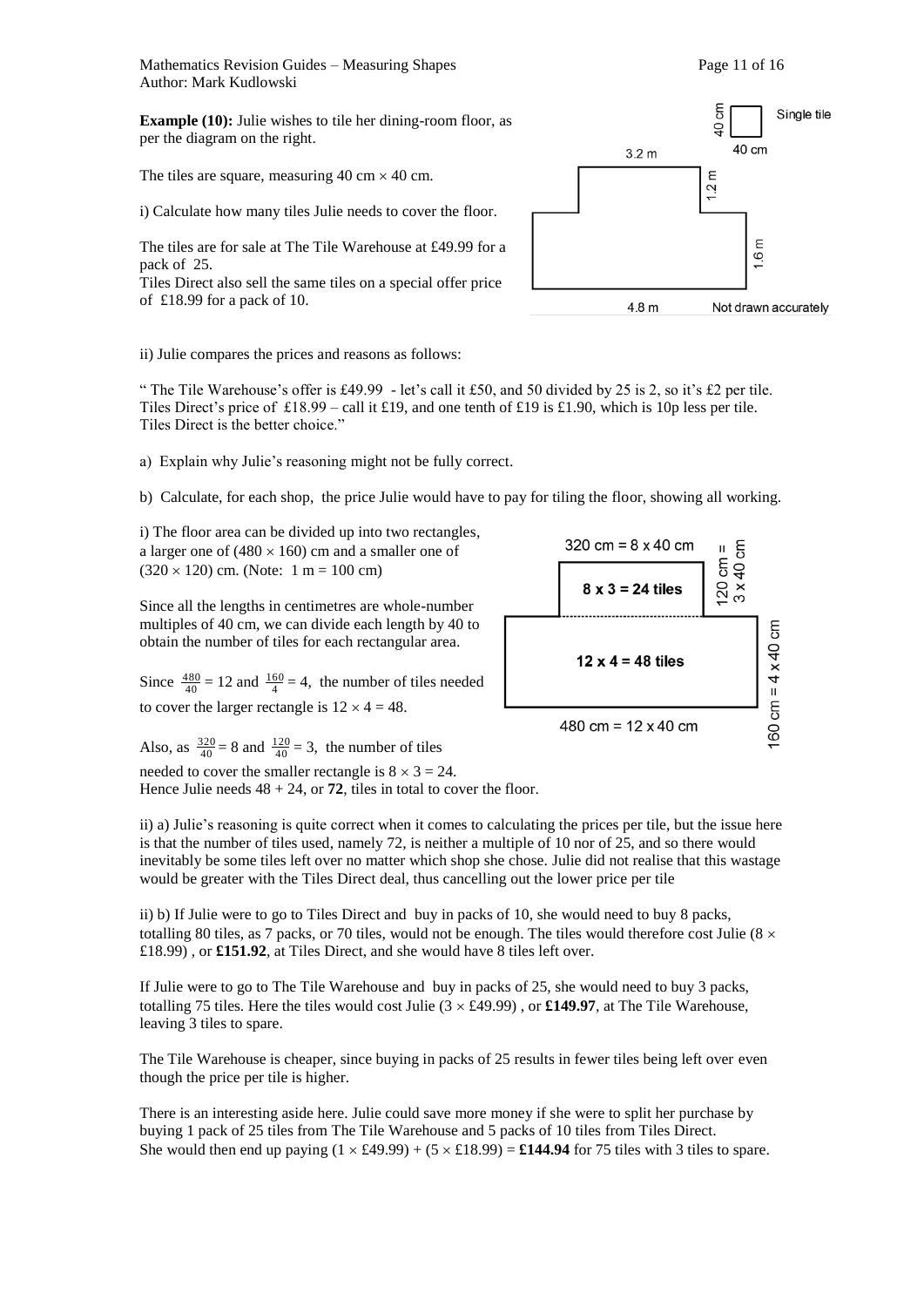**Example (10):** Julie wishes to tile her dining-room floor, as per the diagram on the right.

The tiles are square, measuring 40 cm × 40 cm.

i) Calculate how many tiles Julie needs to cover the floor.

The tiles are for sale at The Tile Warehouse at £49.99 for a pack of 25.
Tiles Direct also sell the same tiles on a special offer price of £18.99 for a pack of 10.

ii) Julie compares the prices and reasons as follows:

" The Tile Warehouse's offer is £49.99 - let's call it £50, and 50 divided by 25 is 2, so it's £2 per tile. Tiles Direct's price of £18.99 – call it £19, and one tenth of £19 is £1.90, which is 10p less per tile. Tiles Direct is the better choice."

a) Explain why Julie's reasoning might not be fully correct.

b) Calculate, for each shop, the price Julie would have to pay for tiling the floor, showing all working.

i) The floor area can be divided up into two rectangles, a larger one of (480 × 160) cm and a smaller one of (320 × 120) cm. (Note: 1 m = 100 cm)

Since all the lengths in centimetres are whole-number multiples of 40 cm, we can divide each length by 40 to obtain the number of tiles for each rectangular area.

Since $\frac{480}{40} = 12$ and $\frac{160}{4} = 4$, the number of tiles needed to cover the larger rectangle is $12 \times 4 = 48$.

Also, as $\frac{320}{40} = 8$ and $\frac{120}{40} = 3$, the number of tiles needed to cover the smaller rectangle is $8 \times 3 = 24$.
Hence Julie needs 48 + 24, or **72**, tiles in total to cover the floor.

ii) a) Julie's reasoning is quite correct when it comes to calculating the prices per tile, but the issue here is that the number of tiles used, namely 72, is neither a multiple of 10 nor of 25, and so there would inevitably be some tiles left over no matter which shop she chose. Julie did not realise that this wastage would be greater with the Tiles Direct deal, thus cancelling out the lower price per tile

ii) b) If Julie were to go to Tiles Direct and buy in packs of 10, she would need to buy 8 packs, totalling 80 tiles, as 7 packs, or 70 tiles, would not be enough. The tiles would therefore cost Julie (8 × £18.99) , or **£151.92**, at Tiles Direct, and she would have 8 tiles left over.

If Julie were to go to The Tile Warehouse and buy in packs of 25, she would need to buy 3 packs, totalling 75 tiles. Here the tiles would cost Julie (3 × £49.99) , or **£149.97**, at The Tile Warehouse, leaving 3 tiles to spare.

The Tile Warehouse is cheaper, since buying in packs of 25 results in fewer tiles being left over even though the price per tile is higher.

There is an interesting aside here. Julie could save more money if she were to split her purchase by buying 1 pack of 25 tiles from The Tile Warehouse and 5 packs of 10 tiles from Tiles Direct.
She would then end up paying (1 × £49.99) + (5 × £18.99) = **£144.94** for 75 tiles with 3 tiles to spare.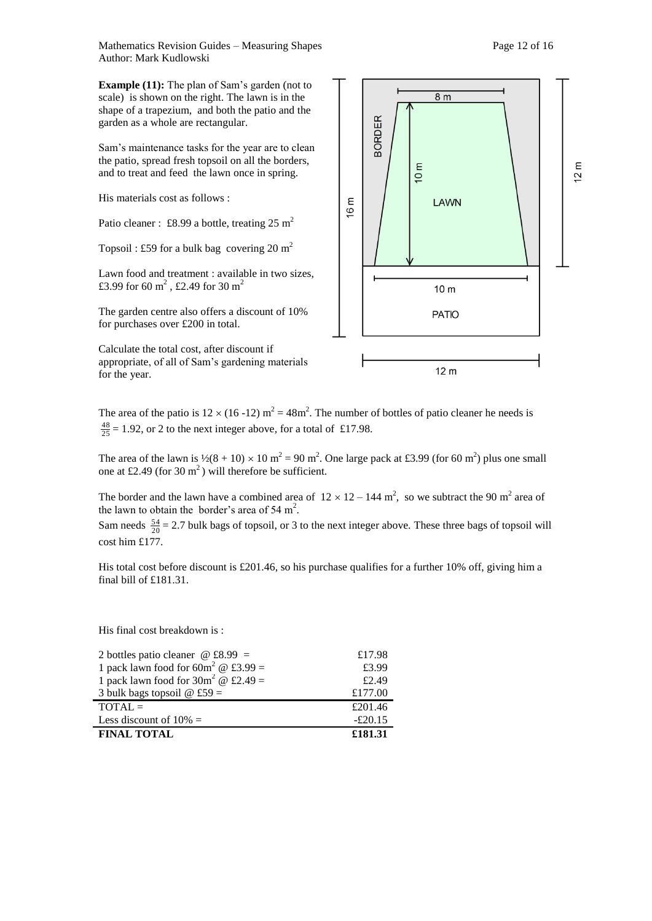**Example (11):** The plan of Sam's garden (not to scale) is shown on the right. The lawn is in the shape of a trapezium, and both the patio and the garden as a whole are rectangular.

Sam's maintenance tasks for the year are to clean the patio, spread fresh topsoil on all the borders, and to treat and feed the lawn once in spring.

His materials cost as follows :

Patio cleaner : £8.99 a bottle, treating 25 $m^2$

Topsoil : £59 for a bulk bag covering 20 $m^2$

Lawn food and treatment : available in two sizes, £3.99 for 60 $m^2$ , £2.49 for 30 $m^2$

The garden centre also offers a discount of 10% for purchases over £200 in total.

Calculate the total cost, after discount if appropriate, of all of Sam's gardening materials for the year.

The area of the patio is $12 \times (16 - 12)$ $m^2$ = 48$m^2$. The number of bottles of patio cleaner he needs is $\frac{48}{25} = 1.92$, or 2 to the next integer above, for a total of £17.98.

The area of the lawn is $\frac{1}{2}(8 + 10) \times 10$ $m^2$ = 90 $m^2$. One large pack at £3.99 (for 60 $m^2$) plus one small one at £2.49 (for 30 $m^2$) will therefore be sufficient.

The border and the lawn have a combined area of $12 \times 12 - 144$ $m^2$, so we subtract the 90 $m^2$ area of the lawn to obtain the border's area of 54 $m^2$.

Sam needs $\frac{54}{20} = 2.7$ bulk bags of topsoil, or 3 to the next integer above. These three bags of topsoil will cost him £177.

His total cost before discount is £201.46, so his purchase qualifies for a further 10% off, giving him a final bill of £181.31.

His final cost breakdown is :

| | |
|---|---|
| 2 bottles patio cleaner @ £8.99 = | £17.98 |
| 1 pack lawn food for 60$m^2$ @ £3.99 = | £3.99 |
| 1 pack lawn food for 30$m^2$ @ £2.49 = | £2.49 |
| 3 bulk bags topsoil @ £59 = | £177.00 |
| TOTAL = | £201.46 |
| Less discount of 10% = | -£20.15 |
| **FINAL TOTAL** | **£181.31** |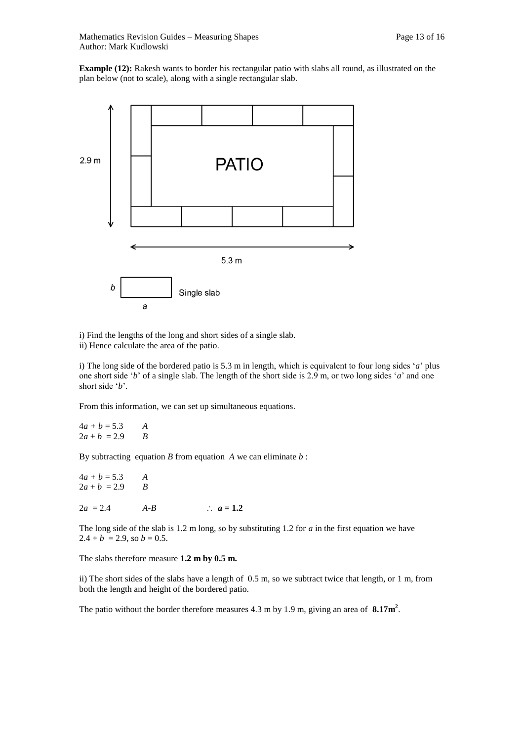**Example (12):** Rakesh wants to border his rectangular patio with slabs all round, as illustrated on the plan below (not to scale), along with a single rectangular slab.

2.9 m

PATIO

5.3 m

$b$ Single slab

$a$

i) Find the lengths of the long and short sides of a single slab.
ii) Hence calculate the area of the patio.

i) The long side of the bordered patio is 5.3 m in length, which is equivalent to four long sides '$a$' plus one short side '$b$' of a single slab. The length of the short side is 2.9 m, or two long sides '$a$' and one short side '$b$'.

From this information, we can set up simultaneous equations.

$4a + b = 5.3 \quad A$
$2a + b = 2.9 \quad B$

By subtracting equation $B$ from equation $A$ we can eliminate $b$ :

$4a + b = 5.3 \quad A$
$2a + b = 2.9 \quad B$

$2a = 2.4 \quad A\text{-}B \qquad \therefore \; \mathbf{a = 1.2}$

The long side of the slab is 1.2 m long, so by substituting 1.2 for $a$ in the first equation we have $2.4 + b = 2.9$, so $b = 0.5$.

The slabs therefore measure **1.2 m by 0.5 m.**

ii) The short sides of the slabs have a length of 0.5 m, so we subtract twice that length, or 1 m, from both the length and height of the bordered patio.

The patio without the border therefore measures 4.3 m by 1.9 m, giving an area of **8.17m²**.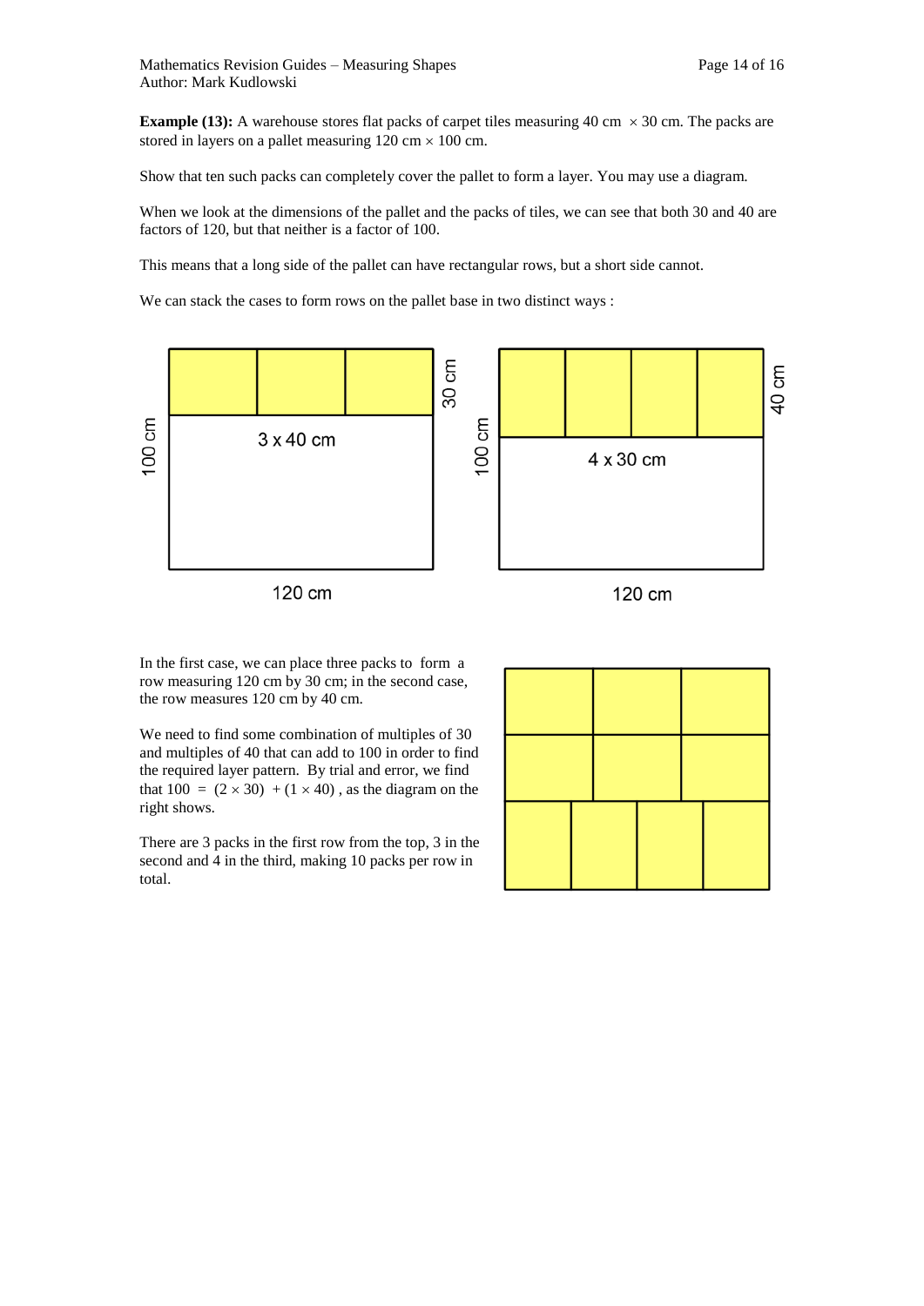**Example (13):** A warehouse stores flat packs of carpet tiles measuring 40 cm $\times$ 30 cm. The packs are stored in layers on a pallet measuring 120 cm $\times$ 100 cm.

Show that ten such packs can completely cover the pallet to form a layer. You may use a diagram.

When we look at the dimensions of the pallet and the packs of tiles, we can see that both 30 and 40 are factors of 120, but that neither is a factor of 100.

This means that a long side of the pallet can have rectangular rows, but a short side cannot.

We can stack the cases to form rows on the pallet base in two distinct ways :

In the first case, we can place three packs to form a row measuring 120 cm by 30 cm; in the second case, the row measures 120 cm by 40 cm.

We need to find some combination of multiples of 30 and multiples of 40 that can add to 100 in order to find the required layer pattern. By trial and error, we find that $100 = (2 \times 30) + (1 \times 40)$, as the diagram on the right shows.

There are 3 packs in the first row from the top, 3 in the second and 4 in the third, making 10 packs per row in total.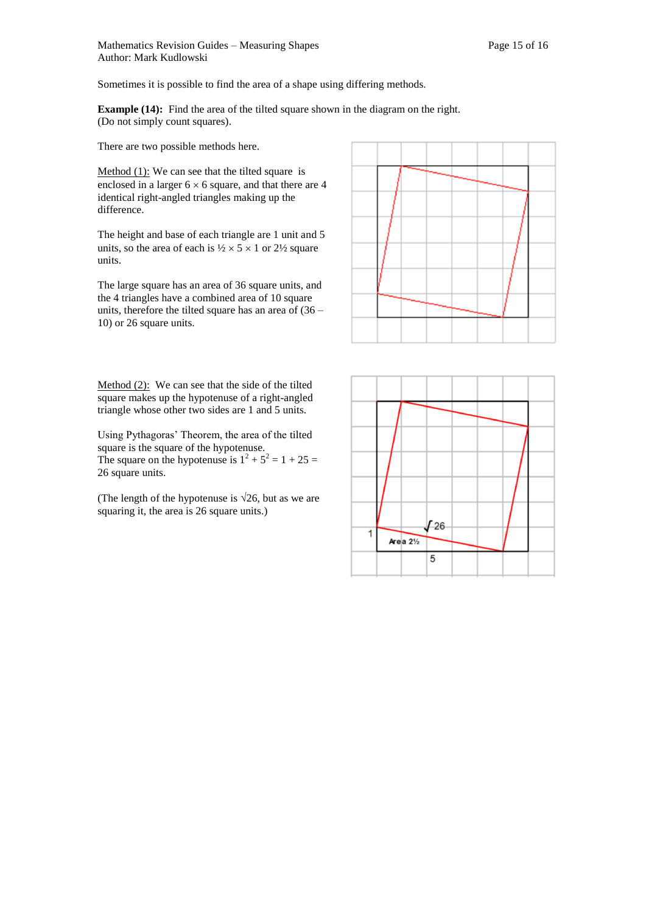Sometimes it is possible to find the area of a shape using differing methods.

**Example (14):** Find the area of the tilted square shown in the diagram on the right. (Do not simply count squares).

There are two possible methods here.

Method (1): We can see that the tilted square is enclosed in a larger 6 × 6 square, and that there are 4 identical right-angled triangles making up the difference.

The height and base of each triangle are 1 unit and 5 units, so the area of each is ½ × 5 × 1 or 2½ square units.

The large square has an area of 36 square units, and the 4 triangles have a combined area of 10 square units, therefore the tilted square has an area of (36 – 10) or 26 square units.

Method (2): We can see that the side of the tilted square makes up the hypotenuse of a right-angled triangle whose other two sides are 1 and 5 units.

Using Pythagoras' Theorem, the area of the tilted square is the square of the hypotenuse.
The square on the hypotenuse is $1^2 + 5^2 = 1 + 25 = 26$ square units.

(The length of the hypotenuse is $\sqrt{26}$, but as we are squaring it, the area is 26 square units.)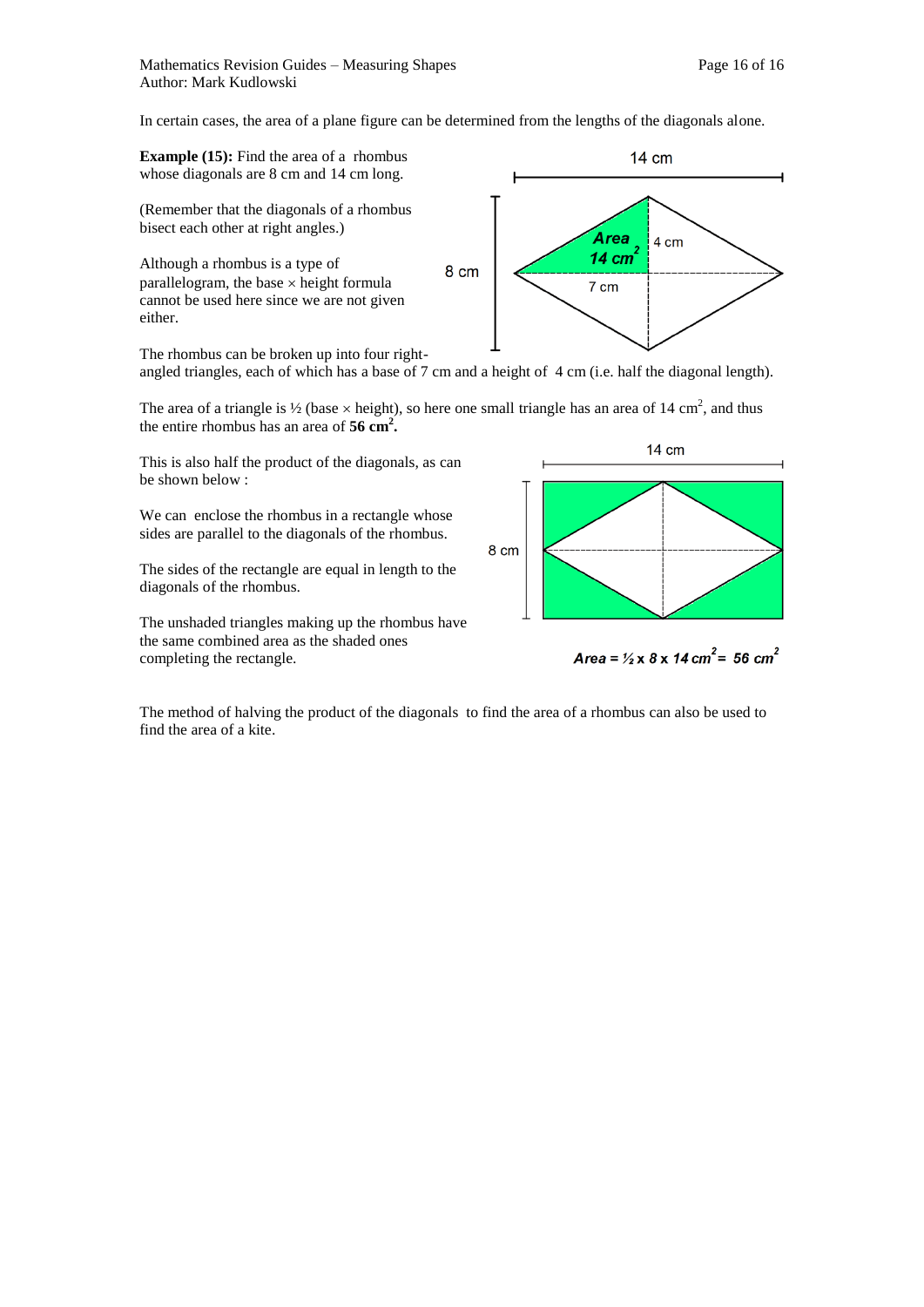In certain cases, the area of a plane figure can be determined from the lengths of the diagonals alone.

**Example (15):** Find the area of a rhombus whose diagonals are 8 cm and 14 cm long.

(Remember that the diagonals of a rhombus bisect each other at right angles.)

Although a rhombus is a type of parallelogram, the base × height formula cannot be used here since we are not given either.

14 cm

8 cm

Area 14 cm$^2$

4 cm

7 cm

The rhombus can be broken up into four right-angled triangles, each of which has a base of 7 cm and a height of 4 cm (i.e. half the diagonal length).

The area of a triangle is ½ (base × height), so here one small triangle has an area of 14 cm$^2$, and thus the entire rhombus has an area of **56 cm$^2$.**

This is also half the product of the diagonals, as can be shown below :

We can enclose the rhombus in a rectangle whose sides are parallel to the diagonals of the rhombus.

The sides of the rectangle are equal in length to the diagonals of the rhombus.

The unshaded triangles making up the rhombus have the same combined area as the shaded ones completing the rectangle.

14 cm

8 cm

*Area = ½ x 8 x 14 cm$^2$ = 56 cm$^2$*

The method of halving the product of the diagonals to find the area of a rhombus can also be used to find the area of a kite.